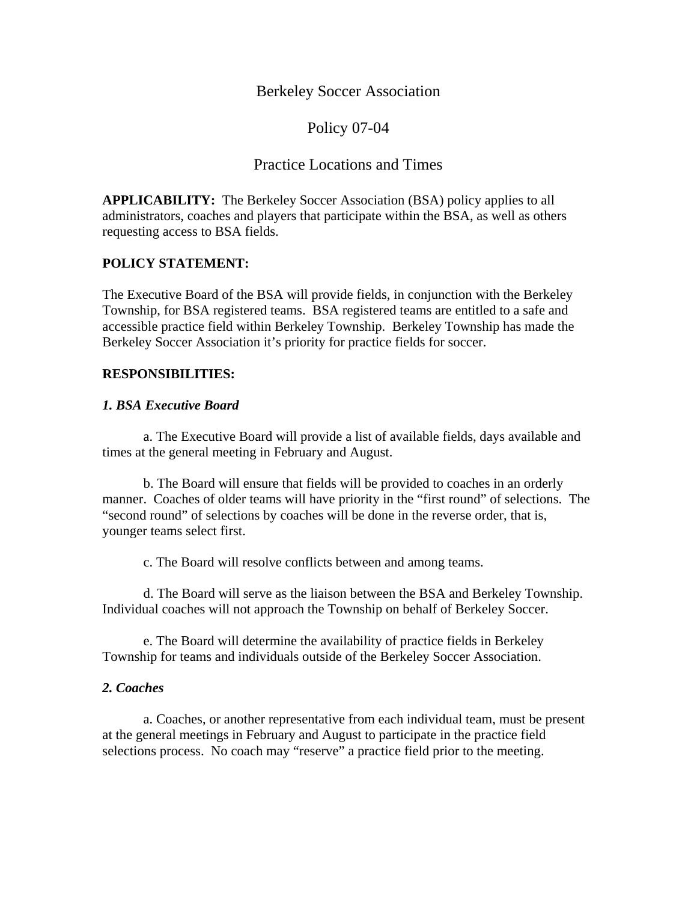# Berkeley Soccer Association

## Policy 07-04

## Practice Locations and Times

**APPLICABILITY:** The Berkeley Soccer Association (BSA) policy applies to all administrators, coaches and players that participate within the BSA, as well as others requesting access to BSA fields.

**POLICY STATEMENT:**

The Executive Board of the BSA will provide fields, in conjunction with the Berkeley Township, for BSA registered teams. BSA registered teams are entitled to a safe and accessible practice field within Berkeley Township. Berkeley Township has made the Berkeley Soccer Association it's priority for practice fields for soccer.

**RESPONSIBILITIES:**

***1. BSA Executive Board***

a. The Executive Board will provide a list of available fields, days available and times at the general meeting in February and August.

b. The Board will ensure that fields will be provided to coaches in an orderly manner. Coaches of older teams will have priority in the "first round" of selections. The "second round" of selections by coaches will be done in the reverse order, that is, younger teams select first.

c. The Board will resolve conflicts between and among teams.

d. The Board will serve as the liaison between the BSA and Berkeley Township. Individual coaches will not approach the Township on behalf of Berkeley Soccer.

e. The Board will determine the availability of practice fields in Berkeley Township for teams and individuals outside of the Berkeley Soccer Association.

***2. Coaches***

a. Coaches, or another representative from each individual team, must be present at the general meetings in February and August to participate in the practice field selections process. No coach may "reserve" a practice field prior to the meeting.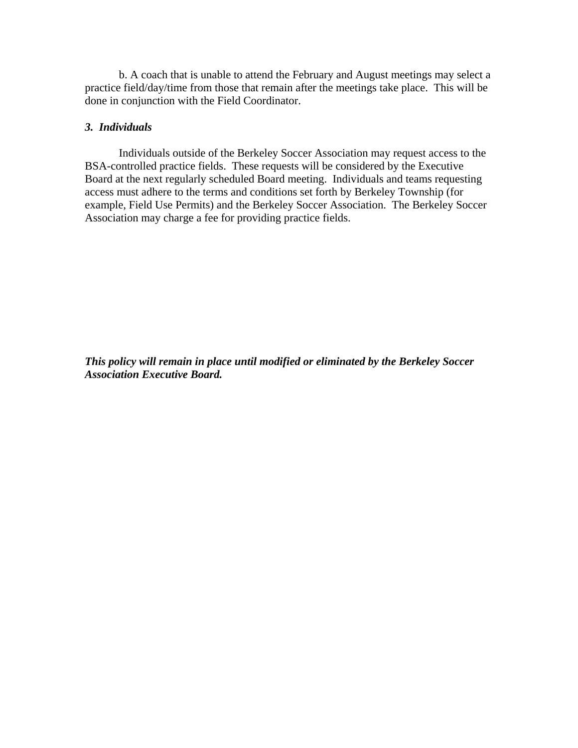b. A coach that is unable to attend the February and August meetings may select a practice field/day/time from those that remain after the meetings take place. This will be done in conjunction with the Field Coordinator.

### *3. Individuals*

Individuals outside of the Berkeley Soccer Association may request access to the BSA-controlled practice fields. These requests will be considered by the Executive Board at the next regularly scheduled Board meeting. Individuals and teams requesting access must adhere to the terms and conditions set forth by Berkeley Township (for example, Field Use Permits) and the Berkeley Soccer Association. The Berkeley Soccer Association may charge a fee for providing practice fields.

***This policy will remain in place until modified or eliminated by the Berkeley Soccer Association Executive Board.***